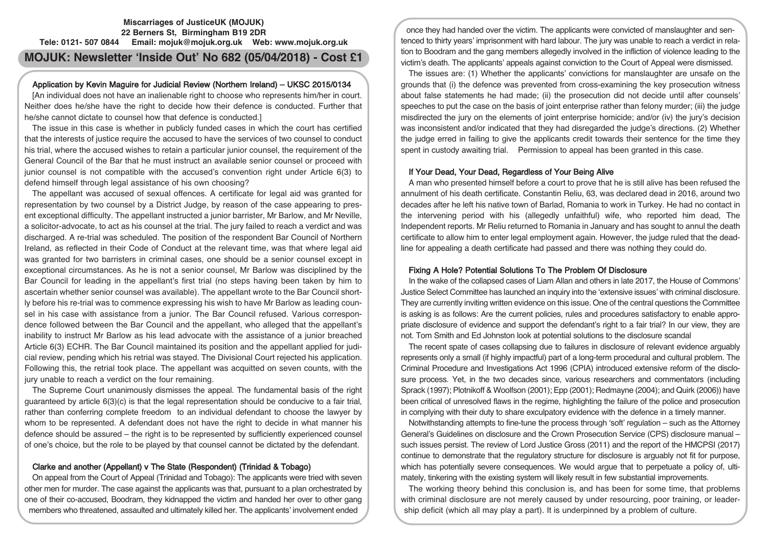**Miscarriages of JusticeUK (MOJUK)**
**22 Berners St, Birmingham B19 2DR**
**Tele: 0121- 507 0844 Email: mojuk@mojuk.org.uk Web: www.mojuk.org.uk**

# MOJUK: Newsletter 'Inside Out' No 682 (05/04/2018) - Cost £1

## Application by Kevin Maguire for Judicial Review (Northern Ireland) – UKSC 2015/0134

[An individual does not have an inalienable right to choose who represents him/her in court. Neither does he/she have the right to decide how their defence is conducted. Further that he/she cannot dictate to counsel how that defence is conducted.]

The issue in this case is whether in publicly funded cases in which the court has certified that the interests of justice require the accused to have the services of two counsel to conduct his trial, where the accused wishes to retain a particular junior counsel, the requirement of the General Council of the Bar that he must instruct an available senior counsel or proceed with junior counsel is not compatible with the accused's convention right under Article 6(3) to defend himself through legal assistance of his own choosing?

The appellant was accused of sexual offences. A certificate for legal aid was granted for representation by two counsel by a District Judge, by reason of the case appearing to present exceptional difficulty. The appellant instructed a junior barrister, Mr Barlow, and Mr Neville, a solicitor-advocate, to act as his counsel at the trial. The jury failed to reach a verdict and was discharged. A re-trial was scheduled. The position of the respondent Bar Council of Northern Ireland, as reflected in their Code of Conduct at the relevant time, was that where legal aid was granted for two barristers in criminal cases, one should be a senior counsel except in exceptional circumstances. As he is not a senior counsel, Mr Barlow was disciplined by the Bar Council for leading in the appellant's first trial (no steps having been taken by him to ascertain whether senior counsel was available). The appellant wrote to the Bar Council shortly before his re-trial was to commence expressing his wish to have Mr Barlow as leading counsel in his case with assistance from a junior. The Bar Council refused. Various correspondence followed between the Bar Council and the appellant, who alleged that the appellant's inability to instruct Mr Barlow as his lead advocate with the assistance of a junior breached Article 6(3) ECHR. The Bar Council maintained its position and the appellant applied for judicial review, pending which his retrial was stayed. The Divisional Court rejected his application. Following this, the retrial took place. The appellant was acquitted on seven counts, with the jury unable to reach a verdict on the four remaining.

The Supreme Court unanimously dismisses the appeal. The fundamental basis of the right guaranteed by article 6(3)(c) is that the legal representation should be conducive to a fair trial, rather than conferring complete freedom to an individual defendant to choose the lawyer by whom to be represented. A defendant does not have the right to decide in what manner his defence should be assured – the right is to be represented by sufficiently experienced counsel of one's choice, but the role to be played by that counsel cannot be dictated by the defendant.

## Clarke and another (Appellant) v The State (Respondent) (Trinidad & Tobago)

On appeal from the Court of Appeal (Trinidad and Tobago): The applicants were tried with seven other men for murder. The case against the applicants was that, pursuant to a plan orchestrated by one of their co-accused, Boodram, they kidnapped the victim and handed her over to other gang members who threatened, assaulted and ultimately killed her. The applicants' involvement ended once they had handed over the victim. The applicants were convicted of manslaughter and sentenced to thirty years' imprisonment with hard labour. The jury was unable to reach a verdict in relation to Boodram and the gang members allegedly involved in the infliction of violence leading to the victim's death. The applicants' appeals against conviction to the Court of Appeal were dismissed.

The issues are: (1) Whether the applicants' convictions for manslaughter are unsafe on the grounds that (i) the defence was prevented from cross-examining the key prosecution witness about false statements he had made; (ii) the prosecution did not decide until after counsels' speeches to put the case on the basis of joint enterprise rather than felony murder; (iii) the judge misdirected the jury on the elements of joint enterprise homicide; and/or (iv) the jury's decision was inconsistent and/or indicated that they had disregarded the judge's directions. (2) Whether the judge erred in failing to give the applicants credit towards their sentence for the time they spent in custody awaiting trial. Permission to appeal has been granted in this case.

## If Your Dead, Your Dead, Regardless of Your Being Alive

A man who presented himself before a court to prove that he is still alive has been refused the annulment of his death certificate. Constantin Reliu, 63, was declared dead in 2016, around two decades after he left his native town of Barlad, Romania to work in Turkey. He had no contact in the intervening period with his (allegedly unfaithful) wife, who reported him dead, The Independent reports. Mr Reliu returned to Romania in January and has sought to annul the death certificate to allow him to enter legal employment again. However, the judge ruled that the deadline for appealing a death certificate had passed and there was nothing they could do.

## Fixing A Hole? Potential Solutions To The Problem Of Disclosure

In the wake of the collapsed cases of Liam Allan and others in late 2017, the House of Commons' Justice Select Committee has launched an inquiry into the 'extensive issues' with criminal disclosure. They are currently inviting written evidence on this issue. One of the central questions the Committee is asking is as follows: Are the current policies, rules and procedures satisfactory to enable appropriate disclosure of evidence and support the defendant's right to a fair trial? In our view, they are not. Tom Smith and Ed Johnston look at potential solutions to the disclosure scandal

The recent spate of cases collapsing due to failures in disclosure of relevant evidence arguably represents only a small (if highly impactful) part of a long-term procedural and cultural problem. The Criminal Procedure and Investigations Act 1996 (CPIA) introduced extensive reform of the disclosure process. Yet, in the two decades since, various researchers and commentators (including Sprack (1997); Plotnikoff & Woolfson (2001); Epp (2001); Redmayne (2004); and Quirk (2006)) have been critical of unresolved flaws in the regime, highlighting the failure of the police and prosecution in complying with their duty to share exculpatory evidence with the defence in a timely manner.

Notwithstanding attempts to fine-tune the process through 'soft' regulation – such as the Attorney General's Guidelines on disclosure and the Crown Prosecution Service (CPS) disclosure manual – such issues persist. The review of Lord Justice Gross (2011) and the report of the HMCPSI (2017) continue to demonstrate that the regulatory structure for disclosure is arguably not fit for purpose, which has potentially severe consequences. We would argue that to perpetuate a policy of, ultimately, tinkering with the existing system will likely result in few substantial improvements.

The working theory behind this conclusion is, and has been for some time, that problems with criminal disclosure are not merely caused by under resourcing, poor training, or leadership deficit (which all may play a part). It is underpinned by a problem of culture.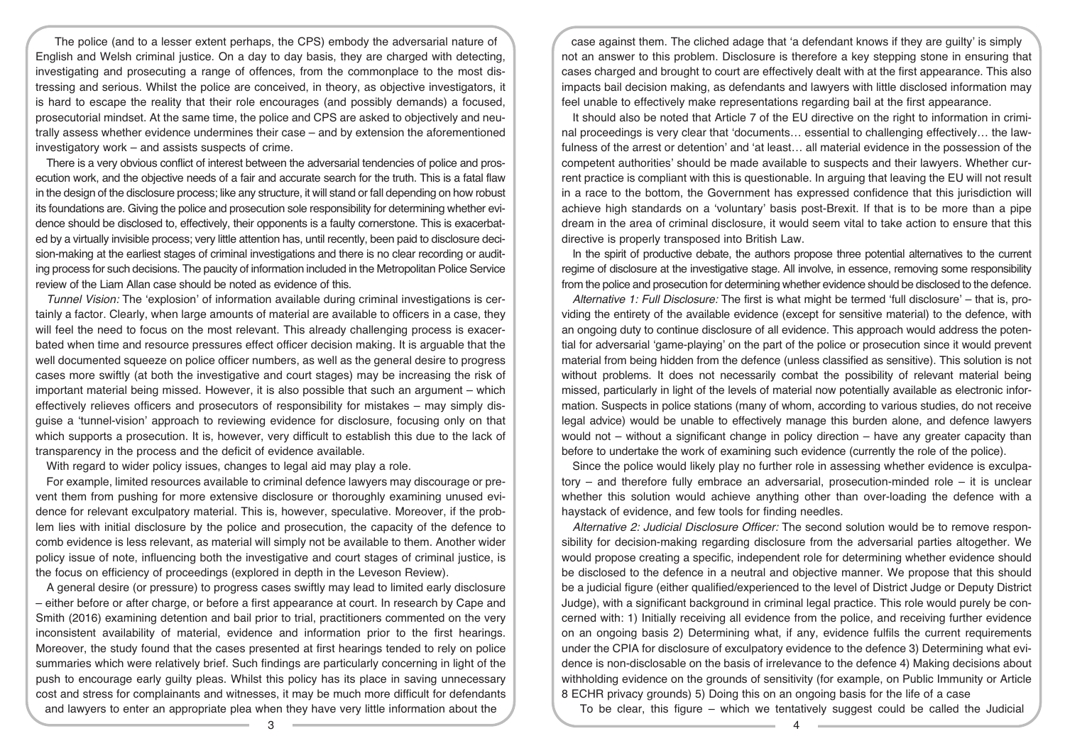The police (and to a lesser extent perhaps, the CPS) embody the adversarial nature of English and Welsh criminal justice. On a day to day basis, they are charged with detecting, investigating and prosecuting a range of offences, from the commonplace to the most distressing and serious. Whilst the police are conceived, in theory, as objective investigators, it is hard to escape the reality that their role encourages (and possibly demands) a focused, prosecutorial mindset. At the same time, the police and CPS are asked to objectively and neutrally assess whether evidence undermines their case – and by extension the aforementioned investigatory work – and assists suspects of crime.

There is a very obvious conflict of interest between the adversarial tendencies of police and prosecution work, and the objective needs of a fair and accurate search for the truth. This is a fatal flaw in the design of the disclosure process; like any structure, it will stand or fall depending on how robust its foundations are. Giving the police and prosecution sole responsibility for determining whether evidence should be disclosed to, effectively, their opponents is a faulty cornerstone. This is exacerbated by a virtually invisible process; very little attention has, until recently, been paid to disclosure decision-making at the earliest stages of criminal investigations and there is no clear recording or auditing process for such decisions. The paucity of information included in the Metropolitan Police Service review of the Liam Allan case should be noted as evidence of this.

*Tunnel Vision:* The 'explosion' of information available during criminal investigations is certainly a factor. Clearly, when large amounts of material are available to officers in a case, they will feel the need to focus on the most relevant. This already challenging process is exacerbated when time and resource pressures effect officer decision making. It is arguable that the well documented squeeze on police officer numbers, as well as the general desire to progress cases more swiftly (at both the investigative and court stages) may be increasing the risk of important material being missed. However, it is also possible that such an argument – which effectively relieves officers and prosecutors of responsibility for mistakes – may simply disguise a 'tunnel-vision' approach to reviewing evidence for disclosure, focusing only on that which supports a prosecution. It is, however, very difficult to establish this due to the lack of transparency in the process and the deficit of evidence available.

With regard to wider policy issues, changes to legal aid may play a role.

For example, limited resources available to criminal defence lawyers may discourage or prevent them from pushing for more extensive disclosure or thoroughly examining unused evidence for relevant exculpatory material. This is, however, speculative. Moreover, if the problem lies with initial disclosure by the police and prosecution, the capacity of the defence to comb evidence is less relevant, as material will simply not be available to them. Another wider policy issue of note, influencing both the investigative and court stages of criminal justice, is the focus on efficiency of proceedings (explored in depth in the Leveson Review).

A general desire (or pressure) to progress cases swiftly may lead to limited early disclosure – either before or after charge, or before a first appearance at court. In research by Cape and Smith (2016) examining detention and bail prior to trial, practitioners commented on the very inconsistent availability of material, evidence and information prior to the first hearings. Moreover, the study found that the cases presented at first hearings tended to rely on police summaries which were relatively brief. Such findings are particularly concerning in light of the push to encourage early guilty pleas. Whilst this policy has its place in saving unnecessary cost and stress for complainants and witnesses, it may be much more difficult for defendants and lawyers to enter an appropriate plea when they have very little information about the case against them. The cliched adage that 'a defendant knows if they are guilty' is simply not an answer to this problem. Disclosure is therefore a key stepping stone in ensuring that cases charged and brought to court are effectively dealt with at the first appearance. This also impacts bail decision making, as defendants and lawyers with little disclosed information may feel unable to effectively make representations regarding bail at the first appearance.

It should also be noted that Article 7 of the EU directive on the right to information in criminal proceedings is very clear that 'documents… essential to challenging effectively… the lawfulness of the arrest or detention' and 'at least… all material evidence in the possession of the competent authorities' should be made available to suspects and their lawyers. Whether current practice is compliant with this is questionable. In arguing that leaving the EU will not result in a race to the bottom, the Government has expressed confidence that this jurisdiction will achieve high standards on a 'voluntary' basis post-Brexit. If that is to be more than a pipe dream in the area of criminal disclosure, it would seem vital to take action to ensure that this directive is properly transposed into British Law.

In the spirit of productive debate, the authors propose three potential alternatives to the current regime of disclosure at the investigative stage. All involve, in essence, removing some responsibility from the police and prosecution for determining whether evidence should be disclosed to the defence.

*Alternative 1: Full Disclosure:* The first is what might be termed 'full disclosure' – that is, providing the entirety of the available evidence (except for sensitive material) to the defence, with an ongoing duty to continue disclosure of all evidence. This approach would address the potential for adversarial 'game-playing' on the part of the police or prosecution since it would prevent material from being hidden from the defence (unless classified as sensitive). This solution is not without problems. It does not necessarily combat the possibility of relevant material being missed, particularly in light of the levels of material now potentially available as electronic information. Suspects in police stations (many of whom, according to various studies, do not receive legal advice) would be unable to effectively manage this burden alone, and defence lawyers would not – without a significant change in policy direction – have any greater capacity than before to undertake the work of examining such evidence (currently the role of the police).

Since the police would likely play no further role in assessing whether evidence is exculpatory – and therefore fully embrace an adversarial, prosecution-minded role – it is unclear whether this solution would achieve anything other than over-loading the defence with a haystack of evidence, and few tools for finding needles.

*Alternative 2: Judicial Disclosure Officer:* The second solution would be to remove responsibility for decision-making regarding disclosure from the adversarial parties altogether. We would propose creating a specific, independent role for determining whether evidence should be disclosed to the defence in a neutral and objective manner. We propose that this should be a judicial figure (either qualified/experienced to the level of District Judge or Deputy District Judge), with a significant background in criminal legal practice. This role would purely be concerned with: 1) Initially receiving all evidence from the police, and receiving further evidence on an ongoing basis 2) Determining what, if any, evidence fulfils the current requirements under the CPIA for disclosure of exculpatory evidence to the defence 3) Determining what evidence is non-disclosable on the basis of irrelevance to the defence 4) Making decisions about withholding evidence on the grounds of sensitivity (for example, on Public Immunity or Article 8 ECHR privacy grounds) 5) Doing this on an ongoing basis for the life of a case

To be clear, this figure – which we tentatively suggest could be called the Judicial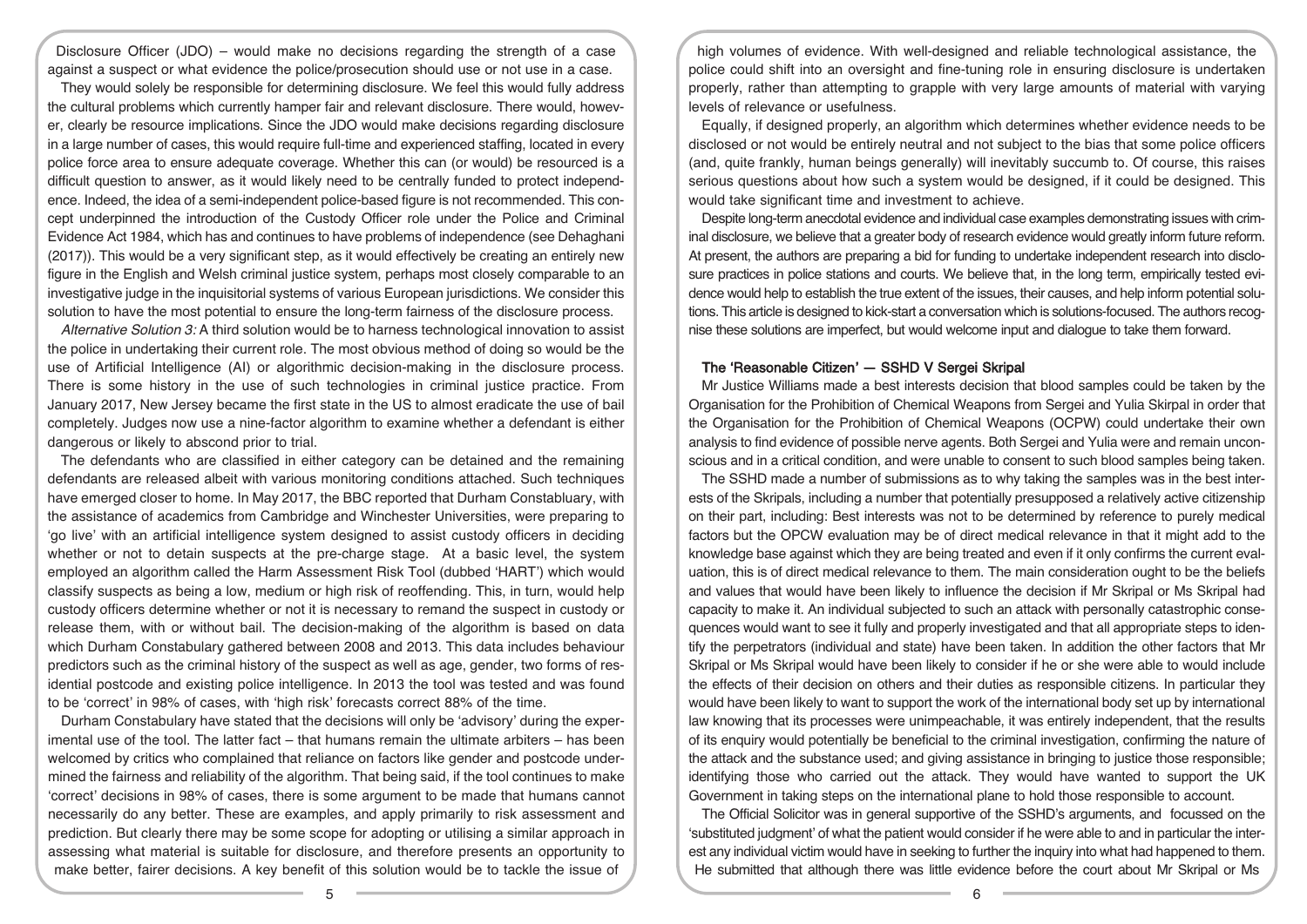Disclosure Officer (JDO) – would make no decisions regarding the strength of a case against a suspect or what evidence the police/prosecution should use or not use in a case.

They would solely be responsible for determining disclosure. We feel this would fully address the cultural problems which currently hamper fair and relevant disclosure. There would, however, clearly be resource implications. Since the JDO would make decisions regarding disclosure in a large number of cases, this would require full-time and experienced staffing, located in every police force area to ensure adequate coverage. Whether this can (or would) be resourced is a difficult question to answer, as it would likely need to be centrally funded to protect independence. Indeed, the idea of a semi-independent police-based figure is not recommended. This concept underpinned the introduction of the Custody Officer role under the Police and Criminal Evidence Act 1984, which has and continues to have problems of independence (see Dehaghani (2017)). This would be a very significant step, as it would effectively be creating an entirely new figure in the English and Welsh criminal justice system, perhaps most closely comparable to an investigative judge in the inquisitorial systems of various European jurisdictions. We consider this solution to have the most potential to ensure the long-term fairness of the disclosure process.

*Alternative Solution 3:* A third solution would be to harness technological innovation to assist the police in undertaking their current role. The most obvious method of doing so would be the use of Artificial Intelligence (AI) or algorithmic decision-making in the disclosure process. There is some history in the use of such technologies in criminal justice practice. From January 2017, New Jersey became the first state in the US to almost eradicate the use of bail completely. Judges now use a nine-factor algorithm to examine whether a defendant is either dangerous or likely to abscond prior to trial.

The defendants who are classified in either category can be detained and the remaining defendants are released albeit with various monitoring conditions attached. Such techniques have emerged closer to home. In May 2017, the BBC reported that Durham Constabluary, with the assistance of academics from Cambridge and Winchester Universities, were preparing to 'go live' with an artificial intelligence system designed to assist custody officers in deciding whether or not to detain suspects at the pre-charge stage. At a basic level, the system employed an algorithm called the Harm Assessment Risk Tool (dubbed 'HART') which would classify suspects as being a low, medium or high risk of reoffending. This, in turn, would help custody officers determine whether or not it is necessary to remand the suspect in custody or release them, with or without bail. The decision-making of the algorithm is based on data which Durham Constabulary gathered between 2008 and 2013. This data includes behaviour predictors such as the criminal history of the suspect as well as age, gender, two forms of residential postcode and existing police intelligence. In 2013 the tool was tested and was found to be 'correct' in 98% of cases, with 'high risk' forecasts correct 88% of the time.

Durham Constabulary have stated that the decisions will only be 'advisory' during the experimental use of the tool. The latter fact – that humans remain the ultimate arbiters – has been welcomed by critics who complained that reliance on factors like gender and postcode undermined the fairness and reliability of the algorithm. That being said, if the tool continues to make 'correct' decisions in 98% of cases, there is some argument to be made that humans cannot necessarily do any better. These are examples, and apply primarily to risk assessment and prediction. But clearly there may be some scope for adopting or utilising a similar approach in assessing what material is suitable for disclosure, and therefore presents an opportunity to make better, fairer decisions. A key benefit of this solution would be to tackle the issue of high volumes of evidence. With well-designed and reliable technological assistance, the police could shift into an oversight and fine-tuning role in ensuring disclosure is undertaken properly, rather than attempting to grapple with very large amounts of material with varying levels of relevance or usefulness.

Equally, if designed properly, an algorithm which determines whether evidence needs to be disclosed or not would be entirely neutral and not subject to the bias that some police officers (and, quite frankly, human beings generally) will inevitably succumb to. Of course, this raises serious questions about how such a system would be designed, if it could be designed. This would take significant time and investment to achieve.

Despite long-term anecdotal evidence and individual case examples demonstrating issues with criminal disclosure, we believe that a greater body of research evidence would greatly inform future reform. At present, the authors are preparing a bid for funding to undertake independent research into disclosure practices in police stations and courts. We believe that, in the long term, empirically tested evidence would help to establish the true extent of the issues, their causes, and help inform potential solutions. This article is designed to kick-start a conversation which is solutions-focused. The authors recognise these solutions are imperfect, but would welcome input and dialogue to take them forward.

## The 'Reasonable Citizen' — SSHD V Sergei Skripal

Mr Justice Williams made a best interests decision that blood samples could be taken by the Organisation for the Prohibition of Chemical Weapons from Sergei and Yulia Skirpal in order that the Organisation for the Prohibition of Chemical Weapons (OCPW) could undertake their own analysis to find evidence of possible nerve agents. Both Sergei and Yulia were and remain unconscious and in a critical condition, and were unable to consent to such blood samples being taken.

The SSHD made a number of submissions as to why taking the samples was in the best interests of the Skripals, including a number that potentially presupposed a relatively active citizenship on their part, including: Best interests was not to be determined by reference to purely medical factors but the OPCW evaluation may be of direct medical relevance in that it might add to the knowledge base against which they are being treated and even if it only confirms the current evaluation, this is of direct medical relevance to them. The main consideration ought to be the beliefs and values that would have been likely to influence the decision if Mr Skripal or Ms Skripal had capacity to make it. An individual subjected to such an attack with personally catastrophic consequences would want to see it fully and properly investigated and that all appropriate steps to identify the perpetrators (individual and state) have been taken. In addition the other factors that Mr Skripal or Ms Skripal would have been likely to consider if he or she were able to would include the effects of their decision on others and their duties as responsible citizens. In particular they would have been likely to want to support the work of the international body set up by international law knowing that its processes were unimpeachable, it was entirely independent, that the results of its enquiry would potentially be beneficial to the criminal investigation, confirming the nature of the attack and the substance used; and giving assistance in bringing to justice those responsible; identifying those who carried out the attack. They would have wanted to support the UK Government in taking steps on the international plane to hold those responsible to account.

The Official Solicitor was in general supportive of the SSHD's arguments, and focussed on the 'substituted judgment' of what the patient would consider if he were able to and in particular the interest any individual victim would have in seeking to further the inquiry into what had happened to them. He submitted that although there was little evidence before the court about Mr Skripal or Ms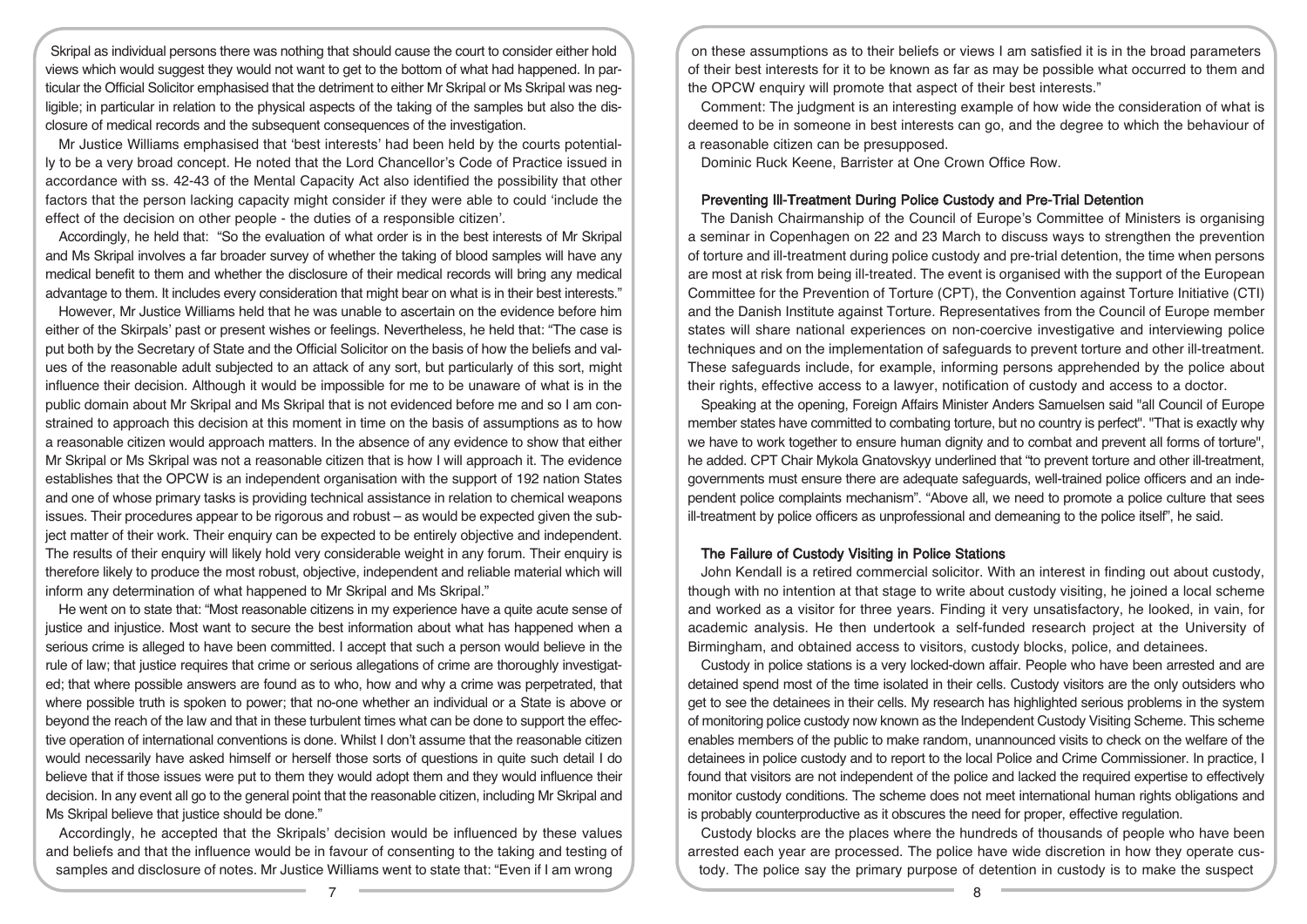Skripal as individual persons there was nothing that should cause the court to consider either hold views which would suggest they would not want to get to the bottom of what had happened. In particular the Official Solicitor emphasised that the detriment to either Mr Skripal or Ms Skripal was negligible; in particular in relation to the physical aspects of the taking of the samples but also the disclosure of medical records and the subsequent consequences of the investigation.

Mr Justice Williams emphasised that 'best interests' had been held by the courts potentially to be a very broad concept. He noted that the Lord Chancellor's Code of Practice issued in accordance with ss. 42-43 of the Mental Capacity Act also identified the possibility that other factors that the person lacking capacity might consider if they were able to could 'include the effect of the decision on other people - the duties of a responsible citizen'.

Accordingly, he held that: "So the evaluation of what order is in the best interests of Mr Skripal and Ms Skripal involves a far broader survey of whether the taking of blood samples will have any medical benefit to them and whether the disclosure of their medical records will bring any medical advantage to them. It includes every consideration that might bear on what is in their best interests."

However, Mr Justice Williams held that he was unable to ascertain on the evidence before him either of the Skirpals' past or present wishes or feelings. Nevertheless, he held that: "The case is put both by the Secretary of State and the Official Solicitor on the basis of how the beliefs and values of the reasonable adult subjected to an attack of any sort, but particularly of this sort, might influence their decision. Although it would be impossible for me to be unaware of what is in the public domain about Mr Skripal and Ms Skripal that is not evidenced before me and so I am constrained to approach this decision at this moment in time on the basis of assumptions as to how a reasonable citizen would approach matters. In the absence of any evidence to show that either Mr Skripal or Ms Skripal was not a reasonable citizen that is how I will approach it. The evidence establishes that the OPCW is an independent organisation with the support of 192 nation States and one of whose primary tasks is providing technical assistance in relation to chemical weapons issues. Their procedures appear to be rigorous and robust – as would be expected given the subject matter of their work. Their enquiry can be expected to be entirely objective and independent. The results of their enquiry will likely hold very considerable weight in any forum. Their enquiry is therefore likely to produce the most robust, objective, independent and reliable material which will inform any determination of what happened to Mr Skripal and Ms Skripal."

He went on to state that: "Most reasonable citizens in my experience have a quite acute sense of justice and injustice. Most want to secure the best information about what has happened when a serious crime is alleged to have been committed. I accept that such a person would believe in the rule of law; that justice requires that crime or serious allegations of crime are thoroughly investigated; that where possible answers are found as to who, how and why a crime was perpetrated, that where possible truth is spoken to power; that no-one whether an individual or a State is above or beyond the reach of the law and that in these turbulent times what can be done to support the effective operation of international conventions is done. Whilst I don't assume that the reasonable citizen would necessarily have asked himself or herself those sorts of questions in quite such detail I do believe that if those issues were put to them they would adopt them and they would influence their decision. In any event all go to the general point that the reasonable citizen, including Mr Skripal and Ms Skripal believe that justice should be done."

Accordingly, he accepted that the Skripals' decision would be influenced by these values and beliefs and that the influence would be in favour of consenting to the taking and testing of samples and disclosure of notes. Mr Justice Williams went to state that: "Even if I am wrong on these assumptions as to their beliefs or views I am satisfied it is in the broad parameters of their best interests for it to be known as far as may be possible what occurred to them and the OPCW enquiry will promote that aspect of their best interests."

Comment: The judgment is an interesting example of how wide the consideration of what is deemed to be in someone in best interests can go, and the degree to which the behaviour of a reasonable citizen can be presupposed.

Dominic Ruck Keene, Barrister at One Crown Office Row.

### Preventing Ill-Treatment During Police Custody and Pre-Trial Detention

The Danish Chairmanship of the Council of Europe's Committee of Ministers is organising a seminar in Copenhagen on 22 and 23 March to discuss ways to strengthen the prevention of torture and ill-treatment during police custody and pre-trial detention, the time when persons are most at risk from being ill-treated. The event is organised with the support of the European Committee for the Prevention of Torture (CPT), the Convention against Torture Initiative (CTI) and the Danish Institute against Torture. Representatives from the Council of Europe member states will share national experiences on non-coercive investigative and interviewing police techniques and on the implementation of safeguards to prevent torture and other ill-treatment. These safeguards include, for example, informing persons apprehended by the police about their rights, effective access to a lawyer, notification of custody and access to a doctor.

Speaking at the opening, Foreign Affairs Minister Anders Samuelsen said "all Council of Europe member states have committed to combating torture, but no country is perfect". "That is exactly why we have to work together to ensure human dignity and to combat and prevent all forms of torture", he added. CPT Chair Mykola Gnatovskyy underlined that "to prevent torture and other ill-treatment, governments must ensure there are adequate safeguards, well-trained police officers and an independent police complaints mechanism". "Above all, we need to promote a police culture that sees ill-treatment by police officers as unprofessional and demeaning to the police itself", he said.

### The Failure of Custody Visiting in Police Stations

John Kendall is a retired commercial solicitor. With an interest in finding out about custody, though with no intention at that stage to write about custody visiting, he joined a local scheme and worked as a visitor for three years. Finding it very unsatisfactory, he looked, in vain, for academic analysis. He then undertook a self-funded research project at the University of Birmingham, and obtained access to visitors, custody blocks, police, and detainees.

Custody in police stations is a very locked-down affair. People who have been arrested and are detained spend most of the time isolated in their cells. Custody visitors are the only outsiders who get to see the detainees in their cells. My research has highlighted serious problems in the system of monitoring police custody now known as the Independent Custody Visiting Scheme. This scheme enables members of the public to make random, unannounced visits to check on the welfare of the detainees in police custody and to report to the local Police and Crime Commissioner. In practice, I found that visitors are not independent of the police and lacked the required expertise to effectively monitor custody conditions. The scheme does not meet international human rights obligations and is probably counterproductive as it obscures the need for proper, effective regulation.

Custody blocks are the places where the hundreds of thousands of people who have been arrested each year are processed. The police have wide discretion in how they operate custody. The police say the primary purpose of detention in custody is to make the suspect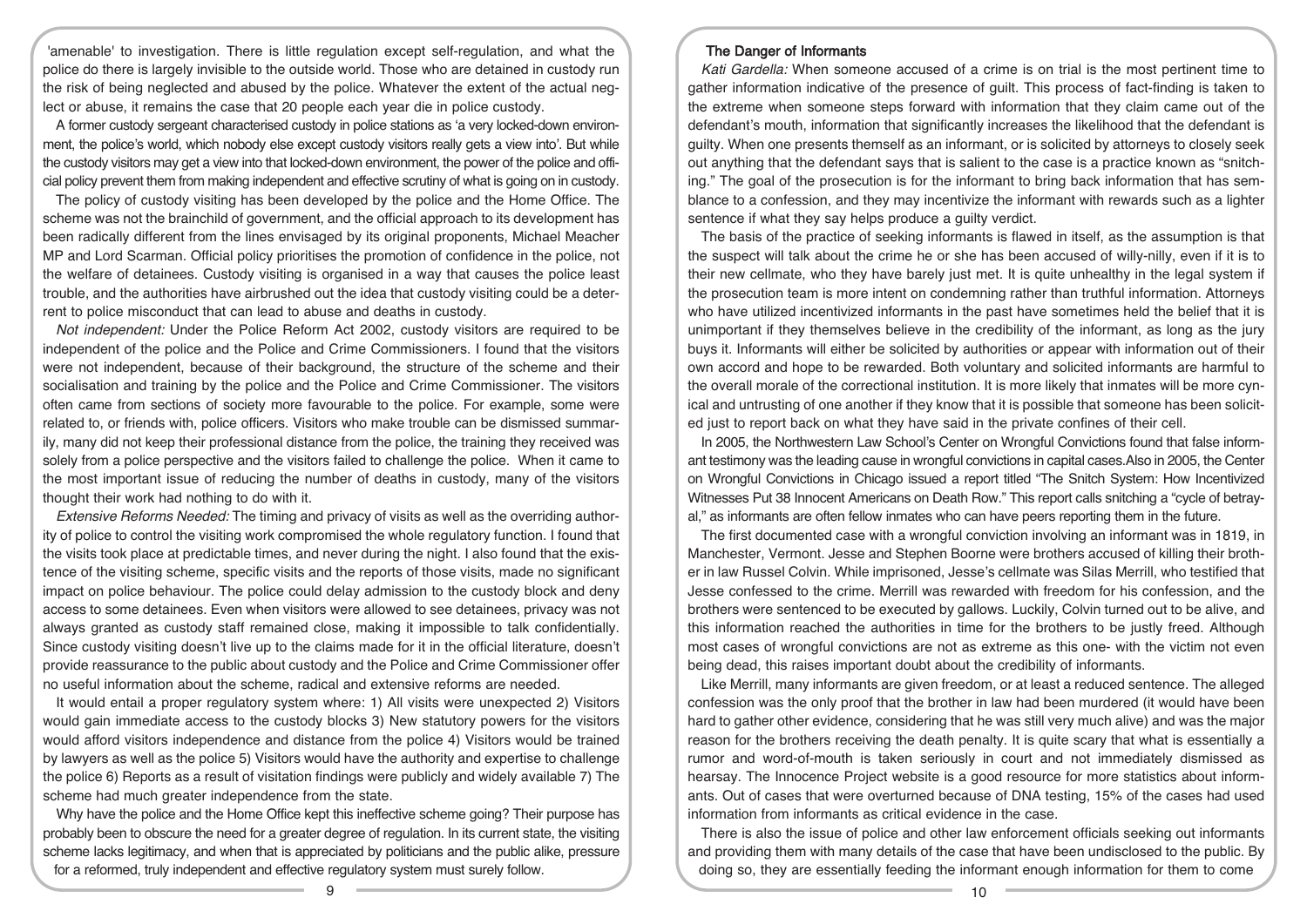'amenable' to investigation. There is little regulation except self-regulation, and what the police do there is largely invisible to the outside world. Those who are detained in custody run the risk of being neglected and abused by the police. Whatever the extent of the actual neglect or abuse, it remains the case that 20 people each year die in police custody.

A former custody sergeant characterised custody in police stations as 'a very locked-down environment, the police's world, which nobody else except custody visitors really gets a view into'. But while the custody visitors may get a view into that locked-down environment, the power of the police and official policy prevent them from making independent and effective scrutiny of what is going on in custody.

The policy of custody visiting has been developed by the police and the Home Office. The scheme was not the brainchild of government, and the official approach to its development has been radically different from the lines envisaged by its original proponents, Michael Meacher MP and Lord Scarman. Official policy prioritises the promotion of confidence in the police, not the welfare of detainees. Custody visiting is organised in a way that causes the police least trouble, and the authorities have airbrushed out the idea that custody visiting could be a deterrent to police misconduct that can lead to abuse and deaths in custody.

*Not independent:* Under the Police Reform Act 2002, custody visitors are required to be independent of the police and the Police and Crime Commissioners. I found that the visitors were not independent, because of their background, the structure of the scheme and their socialisation and training by the police and the Police and Crime Commissioner. The visitors often came from sections of society more favourable to the police. For example, some were related to, or friends with, police officers. Visitors who make trouble can be dismissed summarily, many did not keep their professional distance from the police, the training they received was solely from a police perspective and the visitors failed to challenge the police. When it came to the most important issue of reducing the number of deaths in custody, many of the visitors thought their work had nothing to do with it.

*Extensive Reforms Needed:* The timing and privacy of visits as well as the overriding authority of police to control the visiting work compromised the whole regulatory function. I found that the visits took place at predictable times, and never during the night. I also found that the existence of the visiting scheme, specific visits and the reports of those visits, made no significant impact on police behaviour. The police could delay admission to the custody block and deny access to some detainees. Even when visitors were allowed to see detainees, privacy was not always granted as custody staff remained close, making it impossible to talk confidentially. Since custody visiting doesn't live up to the claims made for it in the official literature, doesn't provide reassurance to the public about custody and the Police and Crime Commissioner offer no useful information about the scheme, radical and extensive reforms are needed.

It would entail a proper regulatory system where: 1) All visits were unexpected 2) Visitors would gain immediate access to the custody blocks 3) New statutory powers for the visitors would afford visitors independence and distance from the police 4) Visitors would be trained by lawyers as well as the police 5) Visitors would have the authority and expertise to challenge the police 6) Reports as a result of visitation findings were publicly and widely available 7) The scheme had much greater independence from the state.

Why have the police and the Home Office kept this ineffective scheme going? Their purpose has probably been to obscure the need for a greater degree of regulation. In its current state, the visiting scheme lacks legitimacy, and when that is appreciated by politicians and the public alike, pressure for a reformed, truly independent and effective regulatory system must surely follow.

## The Danger of Informants

*Kati Gardella:* When someone accused of a crime is on trial is the most pertinent time to gather information indicative of the presence of guilt. This process of fact-finding is taken to the extreme when someone steps forward with information that they claim came out of the defendant's mouth, information that significantly increases the likelihood that the defendant is guilty. When one presents themself as an informant, or is solicited by attorneys to closely seek out anything that the defendant says that is salient to the case is a practice known as "snitching." The goal of the prosecution is for the informant to bring back information that has semblance to a confession, and they may incentivize the informant with rewards such as a lighter sentence if what they say helps produce a guilty verdict.

The basis of the practice of seeking informants is flawed in itself, as the assumption is that the suspect will talk about the crime he or she has been accused of willy-nilly, even if it is to their new cellmate, who they have barely just met. It is quite unhealthy in the legal system if the prosecution team is more intent on condemning rather than truthful information. Attorneys who have utilized incentivized informants in the past have sometimes held the belief that it is unimportant if they themselves believe in the credibility of the informant, as long as the jury buys it. Informants will either be solicited by authorities or appear with information out of their own accord and hope to be rewarded. Both voluntary and solicited informants are harmful to the overall morale of the correctional institution. It is more likely that inmates will be more cynical and untrusting of one another if they know that it is possible that someone has been solicited just to report back on what they have said in the private confines of their cell.

In 2005, the Northwestern Law School's Center on Wrongful Convictions found that false informant testimony was the leading cause in wrongful convictions in capital cases.Also in 2005, the Center on Wrongful Convictions in Chicago issued a report titled "The Snitch System: How Incentivized Witnesses Put 38 Innocent Americans on Death Row." This report calls snitching a "cycle of betrayal," as informants are often fellow inmates who can have peers reporting them in the future.

The first documented case with a wrongful conviction involving an informant was in 1819, in Manchester, Vermont. Jesse and Stephen Boorne were brothers accused of killing their brother in law Russel Colvin. While imprisoned, Jesse's cellmate was Silas Merrill, who testified that Jesse confessed to the crime. Merrill was rewarded with freedom for his confession, and the brothers were sentenced to be executed by gallows. Luckily, Colvin turned out to be alive, and this information reached the authorities in time for the brothers to be justly freed. Although most cases of wrongful convictions are not as extreme as this one- with the victim not even being dead, this raises important doubt about the credibility of informants.

Like Merrill, many informants are given freedom, or at least a reduced sentence. The alleged confession was the only proof that the brother in law had been murdered (it would have been hard to gather other evidence, considering that he was still very much alive) and was the major reason for the brothers receiving the death penalty. It is quite scary that what is essentially a rumor and word-of-mouth is taken seriously in court and not immediately dismissed as hearsay. The Innocence Project website is a good resource for more statistics about informants. Out of cases that were overturned because of DNA testing, 15% of the cases had used information from informants as critical evidence in the case.

There is also the issue of police and other law enforcement officials seeking out informants and providing them with many details of the case that have been undisclosed to the public. By doing so, they are essentially feeding the informant enough information for them to come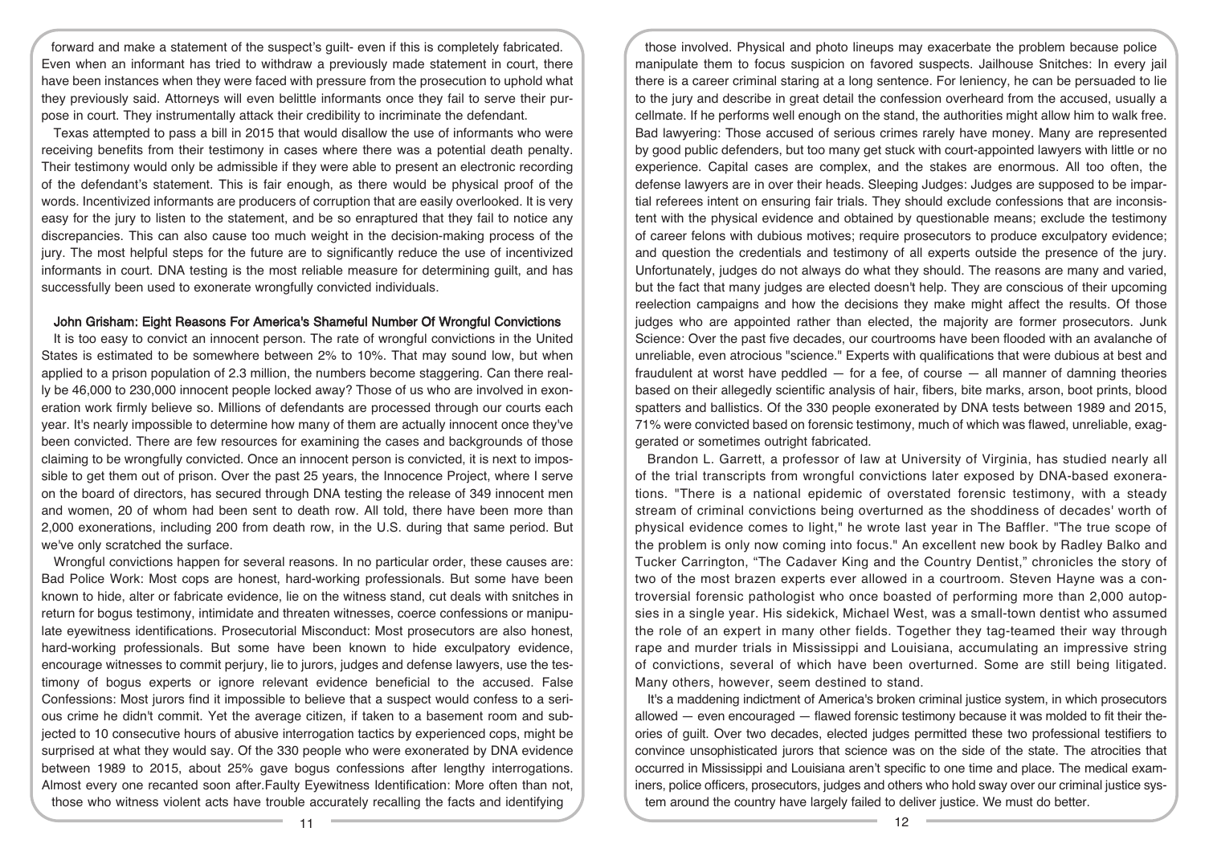forward and make a statement of the suspect's guilt- even if this is completely fabricated. Even when an informant has tried to withdraw a previously made statement in court, there have been instances when they were faced with pressure from the prosecution to uphold what they previously said. Attorneys will even belittle informants once they fail to serve their purpose in court. They instrumentally attack their credibility to incriminate the defendant.

Texas attempted to pass a bill in 2015 that would disallow the use of informants who were receiving benefits from their testimony in cases where there was a potential death penalty. Their testimony would only be admissible if they were able to present an electronic recording of the defendant's statement. This is fair enough, as there would be physical proof of the words. Incentivized informants are producers of corruption that are easily overlooked. It is very easy for the jury to listen to the statement, and be so enraptured that they fail to notice any discrepancies. This can also cause too much weight in the decision-making process of the jury. The most helpful steps for the future are to significantly reduce the use of incentivized informants in court. DNA testing is the most reliable measure for determining guilt, and has successfully been used to exonerate wrongfully convicted individuals.

## John Grisham: Eight Reasons For America's Shameful Number Of Wrongful Convictions

It is too easy to convict an innocent person. The rate of wrongful convictions in the United States is estimated to be somewhere between 2% to 10%. That may sound low, but when applied to a prison population of 2.3 million, the numbers become staggering. Can there really be 46,000 to 230,000 innocent people locked away? Those of us who are involved in exoneration work firmly believe so. Millions of defendants are processed through our courts each year. It's nearly impossible to determine how many of them are actually innocent once they've been convicted. There are few resources for examining the cases and backgrounds of those claiming to be wrongfully convicted. Once an innocent person is convicted, it is next to impossible to get them out of prison. Over the past 25 years, the Innocence Project, where I serve on the board of directors, has secured through DNA testing the release of 349 innocent men and women, 20 of whom had been sent to death row. All told, there have been more than 2,000 exonerations, including 200 from death row, in the U.S. during that same period. But we've only scratched the surface.

Wrongful convictions happen for several reasons. In no particular order, these causes are: Bad Police Work: Most cops are honest, hard-working professionals. But some have been known to hide, alter or fabricate evidence, lie on the witness stand, cut deals with snitches in return for bogus testimony, intimidate and threaten witnesses, coerce confessions or manipulate eyewitness identifications. Prosecutorial Misconduct: Most prosecutors are also honest, hard-working professionals. But some have been known to hide exculpatory evidence, encourage witnesses to commit perjury, lie to jurors, judges and defense lawyers, use the testimony of bogus experts or ignore relevant evidence beneficial to the accused. False Confessions: Most jurors find it impossible to believe that a suspect would confess to a serious crime he didn't commit. Yet the average citizen, if taken to a basement room and subjected to 10 consecutive hours of abusive interrogation tactics by experienced cops, might be surprised at what they would say. Of the 330 people who were exonerated by DNA evidence between 1989 to 2015, about 25% gave bogus confessions after lengthy interrogations. Almost every one recanted soon after.Faulty Eyewitness Identification: More often than not, those who witness violent acts have trouble accurately recalling the facts and identifying those involved. Physical and photo lineups may exacerbate the problem because police manipulate them to focus suspicion on favored suspects. Jailhouse Snitches: In every jail there is a career criminal staring at a long sentence. For leniency, he can be persuaded to lie to the jury and describe in great detail the confession overheard from the accused, usually a cellmate. If he performs well enough on the stand, the authorities might allow him to walk free. Bad lawyering: Those accused of serious crimes rarely have money. Many are represented by good public defenders, but too many get stuck with court-appointed lawyers with little or no experience. Capital cases are complex, and the stakes are enormous. All too often, the defense lawyers are in over their heads. Sleeping Judges: Judges are supposed to be impartial referees intent on ensuring fair trials. They should exclude confessions that are inconsistent with the physical evidence and obtained by questionable means; exclude the testimony of career felons with dubious motives; require prosecutors to produce exculpatory evidence; and question the credentials and testimony of all experts outside the presence of the jury. Unfortunately, judges do not always do what they should. The reasons are many and varied, but the fact that many judges are elected doesn't help. They are conscious of their upcoming reelection campaigns and how the decisions they make might affect the results. Of those judges who are appointed rather than elected, the majority are former prosecutors. Junk Science: Over the past five decades, our courtrooms have been flooded with an avalanche of unreliable, even atrocious "science." Experts with qualifications that were dubious at best and fraudulent at worst have peddled — for a fee, of course — all manner of damning theories based on their allegedly scientific analysis of hair, fibers, bite marks, arson, boot prints, blood spatters and ballistics. Of the 330 people exonerated by DNA tests between 1989 and 2015, 71% were convicted based on forensic testimony, much of which was flawed, unreliable, exaggerated or sometimes outright fabricated.

Brandon L. Garrett, a professor of law at University of Virginia, has studied nearly all of the trial transcripts from wrongful convictions later exposed by DNA-based exonerations. "There is a national epidemic of overstated forensic testimony, with a steady stream of criminal convictions being overturned as the shoddiness of decades' worth of physical evidence comes to light," he wrote last year in The Baffler. "The true scope of the problem is only now coming into focus." An excellent new book by Radley Balko and Tucker Carrington, "The Cadaver King and the Country Dentist," chronicles the story of two of the most brazen experts ever allowed in a courtroom. Steven Hayne was a controversial forensic pathologist who once boasted of performing more than 2,000 autopsies in a single year. His sidekick, Michael West, was a small-town dentist who assumed the role of an expert in many other fields. Together they tag-teamed their way through rape and murder trials in Mississippi and Louisiana, accumulating an impressive string of convictions, several of which have been overturned. Some are still being litigated. Many others, however, seem destined to stand.

It's a maddening indictment of America's broken criminal justice system, in which prosecutors allowed — even encouraged — flawed forensic testimony because it was molded to fit their theories of guilt. Over two decades, elected judges permitted these two professional testifiers to convince unsophisticated jurors that science was on the side of the state. The atrocities that occurred in Mississippi and Louisiana aren't specific to one time and place. The medical examiners, police officers, prosecutors, judges and others who hold sway over our criminal justice system around the country have largely failed to deliver justice. We must do better.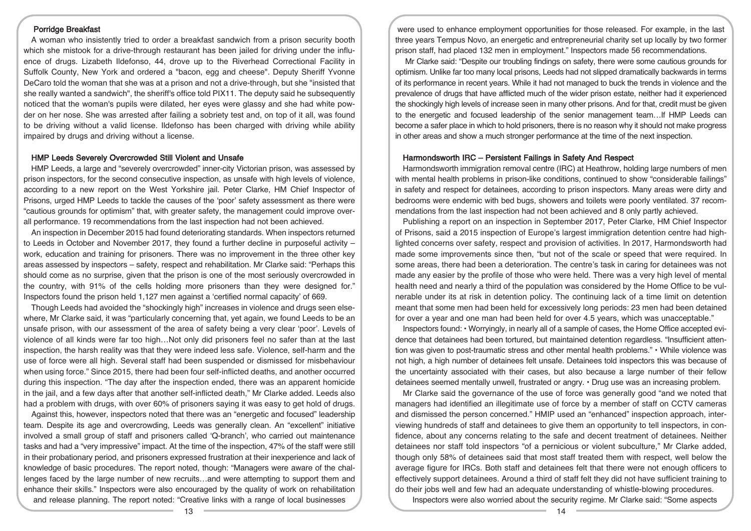### Porridge Breakfast

A woman who insistently tried to order a breakfast sandwich from a prison security booth which she mistook for a drive-through restaurant has been jailed for driving under the influence of drugs. Lizabeth Ildefonso, 44, drove up to the Riverhead Correctional Facility in Suffolk County, New York and ordered a "bacon, egg and cheese". Deputy Sheriff Yvonne DeCaro told the woman that she was at a prison and not a drive-through, but she "insisted that she really wanted a sandwich", the sheriff's office told PIX11. The deputy said he subsequently noticed that the woman's pupils were dilated, her eyes were glassy and she had white powder on her nose. She was arrested after failing a sobriety test and, on top of it all, was found to be driving without a valid license. Ildefonso has been charged with driving while ability impaired by drugs and driving without a license.

### HMP Leeds Severely Overcrowded Still Violent and Unsafe

HMP Leeds, a large and "severely overcrowded" inner-city Victorian prison, was assessed by prison inspectors, for the second consecutive inspection, as unsafe with high levels of violence, according to a new report on the West Yorkshire jail. Peter Clarke, HM Chief Inspector of Prisons, urged HMP Leeds to tackle the causes of the 'poor' safety assessment as there were "cautious grounds for optimism" that, with greater safety, the management could improve overall performance. 19 recommendations from the last inspection had not been achieved.

An inspection in December 2015 had found deteriorating standards. When inspectors returned to Leeds in October and November 2017, they found a further decline in purposeful activity – work, education and training for prisoners. There was no improvement in the three other key areas assessed by inspectors – safety, respect and rehabilitation. Mr Clarke said: "Perhaps this should come as no surprise, given that the prison is one of the most seriously overcrowded in the country, with 91% of the cells holding more prisoners than they were designed for." Inspectors found the prison held 1,127 men against a 'certified normal capacity' of 669.

Though Leeds had avoided the "shockingly high" increases in violence and drugs seen elsewhere, Mr Clarke said, it was "particularly concerning that, yet again, we found Leeds to be an unsafe prison, with our assessment of the area of safety being a very clear 'poor'. Levels of violence of all kinds were far too high…Not only did prisoners feel no safer than at the last inspection, the harsh reality was that they were indeed less safe. Violence, self-harm and the use of force were all high. Several staff had been suspended or dismissed for misbehaviour when using force." Since 2015, there had been four self-inflicted deaths, and another occurred during this inspection. "The day after the inspection ended, there was an apparent homicide in the jail, and a few days after that another self-inflicted death," Mr Clarke added. Leeds also had a problem with drugs, with over 60% of prisoners saying it was easy to get hold of drugs.

Against this, however, inspectors noted that there was an "energetic and focused" leadership team. Despite its age and overcrowding, Leeds was generally clean. An "excellent" initiative involved a small group of staff and prisoners called 'Q-branch', who carried out maintenance tasks and had a "very impressive" impact. At the time of the inspection, 47% of the staff were still in their probationary period, and prisoners expressed frustration at their inexperience and lack of knowledge of basic procedures. The report noted, though: "Managers were aware of the challenges faced by the large number of new recruits…and were attempting to support them and enhance their skills." Inspectors were also encouraged by the quality of work on rehabilitation and release planning. The report noted: "Creative links with a range of local businesses were used to enhance employment opportunities for those released. For example, in the last three years Tempus Novo, an energetic and entrepreneurial charity set up locally by two former prison staff, had placed 132 men in employment." Inspectors made 56 recommendations.

Mr Clarke said: "Despite our troubling findings on safety, there were some cautious grounds for optimism. Unlike far too many local prisons, Leeds had not slipped dramatically backwards in terms of its performance in recent years. While it had not managed to buck the trends in violence and the prevalence of drugs that have afflicted much of the wider prison estate, neither had it experienced the shockingly high levels of increase seen in many other prisons. And for that, credit must be given to the energetic and focused leadership of the senior management team…If HMP Leeds can become a safer place in which to hold prisoners, there is no reason why it should not make progress in other areas and show a much stronger performance at the time of the next inspection.

### Harmondsworth IRC – Persistent Failings in Safety And Respect

Harmondsworth immigration removal centre (IRC) at Heathrow, holding large numbers of men with mental health problems in prison-like conditions, continued to show "considerable failings" in safety and respect for detainees, according to prison inspectors. Many areas were dirty and bedrooms were endemic with bed bugs, showers and toilets were poorly ventilated. 37 recommendations from the last inspection had not been achieved and 8 only partly achieved.

Publishing a report on an inspection in September 2017, Peter Clarke, HM Chief Inspector of Prisons, said a 2015 inspection of Europe's largest immigration detention centre had highlighted concerns over safety, respect and provision of activities. In 2017, Harmondsworth had made some improvements since then, "but not of the scale or speed that were required. In some areas, there had been a deterioration. The centre's task in caring for detainees was not made any easier by the profile of those who were held. There was a very high level of mental health need and nearly a third of the population was considered by the Home Office to be vulnerable under its at risk in detention policy. The continuing lack of a time limit on detention meant that some men had been held for excessively long periods: 23 men had been detained for over a year and one man had been held for over 4.5 years, which was unacceptable."

Inspectors found:

- Worryingly, in nearly all of a sample of cases, the Home Office accepted evidence that detainees had been tortured, but maintained detention regardless. "Insufficient attention was given to post-traumatic stress and other mental health problems."
- While violence was not high, a high number of detainees felt unsafe. Detainees told inspectors this was because of the uncertainty associated with their cases, but also because a large number of their fellow detainees seemed mentally unwell, frustrated or angry.
- Drug use was an increasing problem.

Mr Clarke said the governance of the use of force was generally good "and we noted that managers had identified an illegitimate use of force by a member of staff on CCTV cameras and dismissed the person concerned." HMIP used an "enhanced" inspection approach, interviewing hundreds of staff and detainees to give them an opportunity to tell inspectors, in confidence, about any concerns relating to the safe and decent treatment of detainees. Neither detainees nor staff told inspectors "of a pernicious or violent subculture," Mr Clarke added, though only 58% of detainees said that most staff treated them with respect, well below the average figure for IRCs. Both staff and detainees felt that there were not enough officers to effectively support detainees. Around a third of staff felt they did not have sufficient training to do their jobs well and few had an adequate understanding of whistle-blowing procedures.

Inspectors were also worried about the security regime. Mr Clarke said: "Some aspects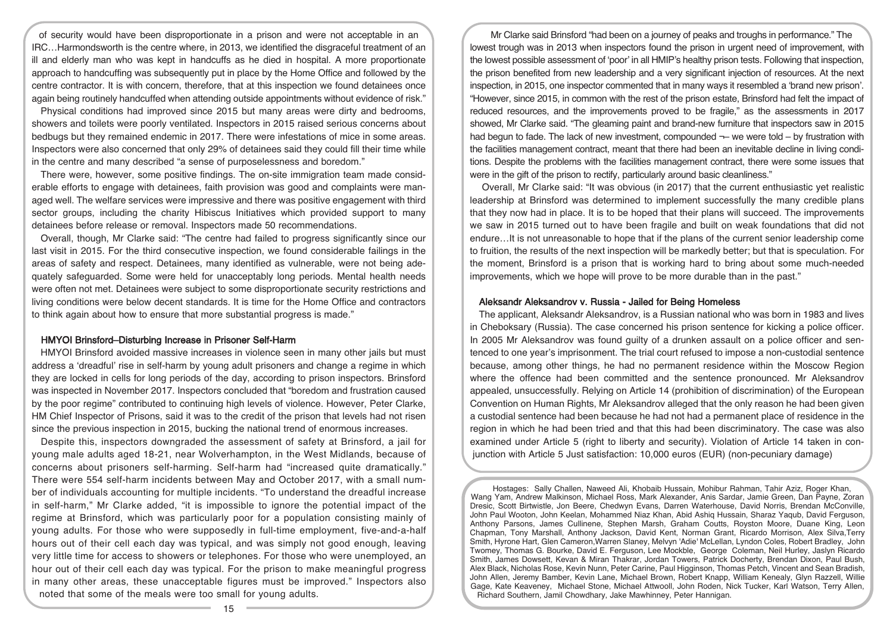of security would have been disproportionate in a prison and were not acceptable in an IRC…Harmondsworth is the centre where, in 2013, we identified the disgraceful treatment of an ill and elderly man who was kept in handcuffs as he died in hospital. A more proportionate approach to handcuffing was subsequently put in place by the Home Office and followed by the centre contractor. It is with concern, therefore, that at this inspection we found detainees once again being routinely handcuffed when attending outside appointments without evidence of risk."

Physical conditions had improved since 2015 but many areas were dirty and bedrooms, showers and toilets were poorly ventilated. Inspectors in 2015 raised serious concerns about bedbugs but they remained endemic in 2017. There were infestations of mice in some areas. Inspectors were also concerned that only 29% of detainees said they could fill their time while in the centre and many described "a sense of purposelessness and boredom."

There were, however, some positive findings. The on-site immigration team made considerable efforts to engage with detainees, faith provision was good and complaints were managed well. The welfare services were impressive and there was positive engagement with third sector groups, including the charity Hibiscus Initiatives which provided support to many detainees before release or removal. Inspectors made 50 recommendations.

Overall, though, Mr Clarke said: "The centre had failed to progress significantly since our last visit in 2015. For the third consecutive inspection, we found considerable failings in the areas of safety and respect. Detainees, many identified as vulnerable, were not being adequately safeguarded. Some were held for unacceptably long periods. Mental health needs were often not met. Detainees were subject to some disproportionate security restrictions and living conditions were below decent standards. It is time for the Home Office and contractors to think again about how to ensure that more substantial progress is made."

### HMYOI Brinsford–Disturbing Increase in Prisoner Self-Harm

HMYOI Brinsford avoided massive increases in violence seen in many other jails but must address a 'dreadful' rise in self-harm by young adult prisoners and change a regime in which they are locked in cells for long periods of the day, according to prison inspectors. Brinsford was inspected in November 2017. Inspectors concluded that "boredom and frustration caused by the poor regime" contributed to continuing high levels of violence. However, Peter Clarke, HM Chief Inspector of Prisons, said it was to the credit of the prison that levels had not risen since the previous inspection in 2015, bucking the national trend of enormous increases.

Despite this, inspectors downgraded the assessment of safety at Brinsford, a jail for young male adults aged 18-21, near Wolverhampton, in the West Midlands, because of concerns about prisoners self-harming. Self-harm had "increased quite dramatically." There were 554 self-harm incidents between May and October 2017, with a small number of individuals accounting for multiple incidents. "To understand the dreadful increase in self-harm," Mr Clarke added, "it is impossible to ignore the potential impact of the regime at Brinsford, which was particularly poor for a population consisting mainly of young adults. For those who were supposedly in full-time employment, five-and-a-half hours out of their cell each day was typical, and was simply not good enough, leaving very little time for access to showers or telephones. For those who were unemployed, an hour out of their cell each day was typical. For the prison to make meaningful progress in many other areas, these unacceptable figures must be improved." Inspectors also noted that some of the meals were too small for young adults.

Mr Clarke said Brinsford "had been on a journey of peaks and troughs in performance." The lowest trough was in 2013 when inspectors found the prison in urgent need of improvement, with the lowest possible assessment of 'poor' in all HMIP's healthy prison tests. Following that inspection, the prison benefited from new leadership and a very significant injection of resources. At the next inspection, in 2015, one inspector commented that in many ways it resembled a 'brand new prison'. "However, since 2015, in common with the rest of the prison estate, Brinsford had felt the impact of reduced resources, and the improvements proved to be fragile," as the assessments in 2017 showed, Mr Clarke said. "The gleaming paint and brand-new furniture that inspectors saw in 2015 had begun to fade. The lack of new investment, compounded ¬– we were told – by frustration with the facilities management contract, meant that there had been an inevitable decline in living conditions. Despite the problems with the facilities management contract, there were some issues that were in the gift of the prison to rectify, particularly around basic cleanliness."

Overall, Mr Clarke said: "It was obvious (in 2017) that the current enthusiastic yet realistic leadership at Brinsford was determined to implement successfully the many credible plans that they now had in place. It is to be hoped that their plans will succeed. The improvements we saw in 2015 turned out to have been fragile and built on weak foundations that did not endure…It is not unreasonable to hope that if the plans of the current senior leadership come to fruition, the results of the next inspection will be markedly better; but that is speculation. For the moment, Brinsford is a prison that is working hard to bring about some much-needed improvements, which we hope will prove to be more durable than in the past."

### Aleksandr Aleksandrov v. Russia - Jailed for Being Homeless

The applicant, Aleksandr Aleksandrov, is a Russian national who was born in 1983 and lives in Cheboksary (Russia). The case concerned his prison sentence for kicking a police officer. In 2005 Mr Aleksandrov was found guilty of a drunken assault on a police officer and sentenced to one year's imprisonment. The trial court refused to impose a non-custodial sentence because, among other things, he had no permanent residence within the Moscow Region where the offence had been committed and the sentence pronounced. Mr Aleksandrov appealed, unsuccessfully. Relying on Article 14 (prohibition of discrimination) of the European Convention on Human Rights, Mr Aleksandrov alleged that the only reason he had been given a custodial sentence had been because he had not had a permanent place of residence in the region in which he had been tried and that this had been discriminatory. The case was also examined under Article 5 (right to liberty and security). Violation of Article 14 taken in conjunction with Article 5 Just satisfaction: 10,000 euros (EUR) (non-pecuniary damage)

Hostages: Sally Challen, Naweed Ali, Khobaib Hussain, Mohibur Rahman, Tahir Aziz, Roger Khan, Wang Yam, Andrew Malkinson, Michael Ross, Mark Alexander, Anis Sardar, Jamie Green, Dan Payne, Zoran Dresic, Scott Birtwistle, Jon Beere, Chedwyn Evans, Darren Waterhouse, David Norris, Brendan McConville, John Paul Wooton, John Keelan, Mohammed Niaz Khan, Abid Ashiq Hussain, Sharaz Yaqub, David Ferguson, Anthony Parsons, James Cullinene, Stephen Marsh, Graham Coutts, Royston Moore, Duane King, Leon Chapman, Tony Marshall, Anthony Jackson, David Kent, Norman Grant, Ricardo Morrison, Alex Silva,Terry Smith, Hyrone Hart, Glen Cameron,Warren Slaney, Melvyn 'Adie' McLellan, Lyndon Coles, Robert Bradley, John Twomey, Thomas G. Bourke, David E. Ferguson, Lee Mockble, George Coleman, Neil Hurley, Jaslyn Ricardo Smith, James Dowsett, Kevan & Miran Thakrar, Jordan Towers, Patrick Docherty, Brendan Dixon, Paul Bush, Alex Black, Nicholas Rose, Kevin Nunn, Peter Carine, Paul Higginson, Thomas Petch, Vincent and Sean Bradish, John Allen, Jeremy Bamber, Kevin Lane, Michael Brown, Robert Knapp, William Kenealy, Glyn Razzell, Willie Gage, Kate Keaveney, Michael Stone, Michael Attwooll, John Roden, Nick Tucker, Karl Watson, Terry Allen, Richard Southern, Jamil Chowdhary, Jake Mawhinney, Peter Hannigan.